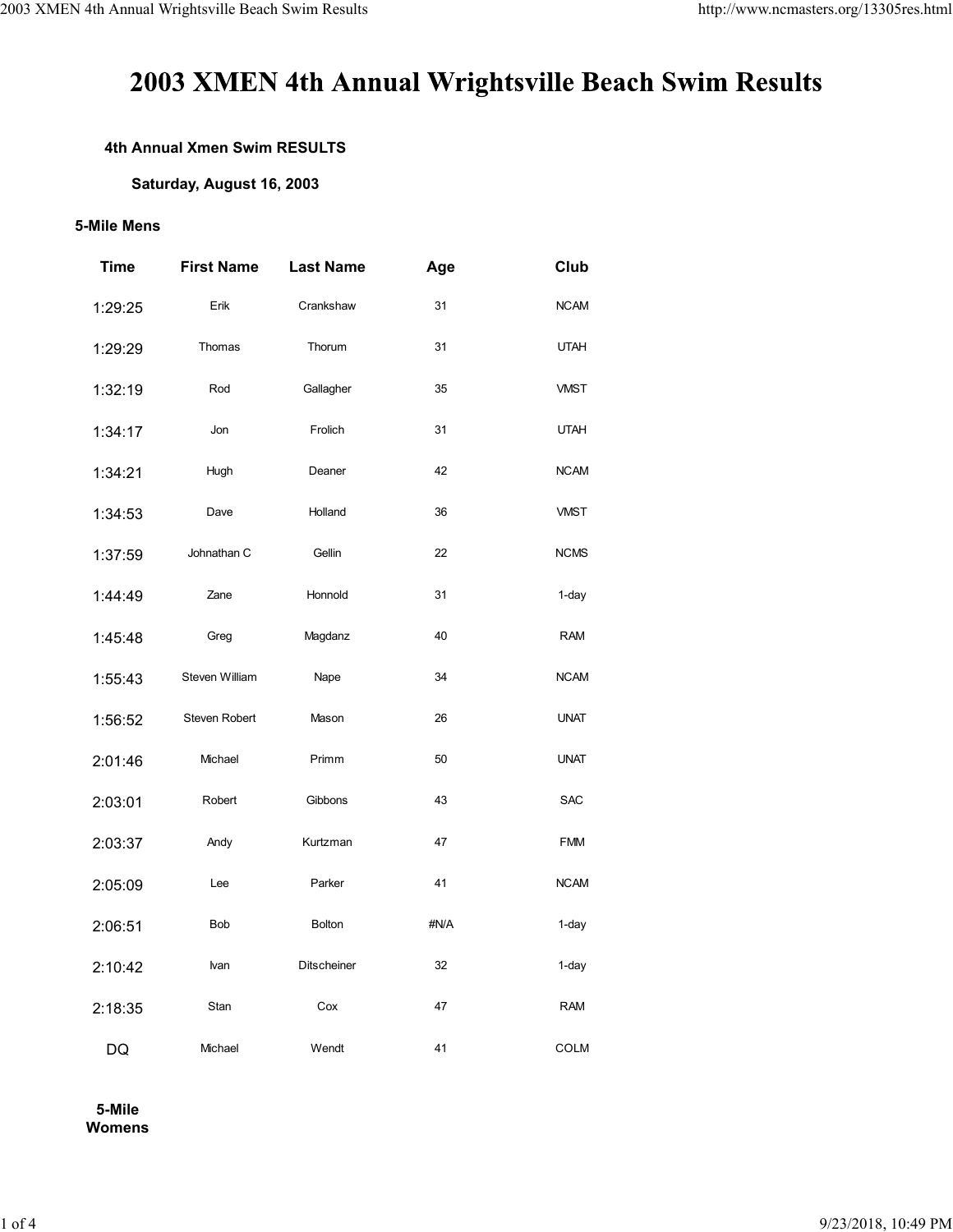# 2003 XMEN 4th Annual Wrightsville Beach Swim Results

**4th Annual Xmen Swim RESULTS**

**Saturday, August 16, 2003**

**5-Mile Mens**

| Time | First Name | Last Name | Age | Club |
|---|---|---|---|---|
| 1:29:25 | Erik | Crankshaw | 31 | NCAM |
| 1:29:29 | Thomas | Thorum | 31 | UTAH |
| 1:32:19 | Rod | Gallagher | 35 | VMST |
| 1:34:17 | Jon | Frolich | 31 | UTAH |
| 1:34:21 | Hugh | Deaner | 42 | NCAM |
| 1:34:53 | Dave | Holland | 36 | VMST |
| 1:37:59 | Johnathan C | Gellin | 22 | NCMS |
| 1:44:49 | Zane | Honnold | 31 | 1-day |
| 1:45:48 | Greg | Magdanz | 40 | RAM |
| 1:55:43 | Steven William | Nape | 34 | NCAM |
| 1:56:52 | Steven Robert | Mason | 26 | UNAT |
| 2:01:46 | Michael | Primm | 50 | UNAT |
| 2:03:01 | Robert | Gibbons | 43 | SAC |
| 2:03:37 | Andy | Kurtzman | 47 | FMM |
| 2:05:09 | Lee | Parker | 41 | NCAM |
| 2:06:51 | Bob | Bolton | #N/A | 1-day |
| 2:10:42 | Ivan | Ditscheiner | 32 | 1-day |
| 2:18:35 | Stan | Cox | 47 | RAM |
| DQ | Michael | Wendt | 41 | COLM |

**5-Mile Womens**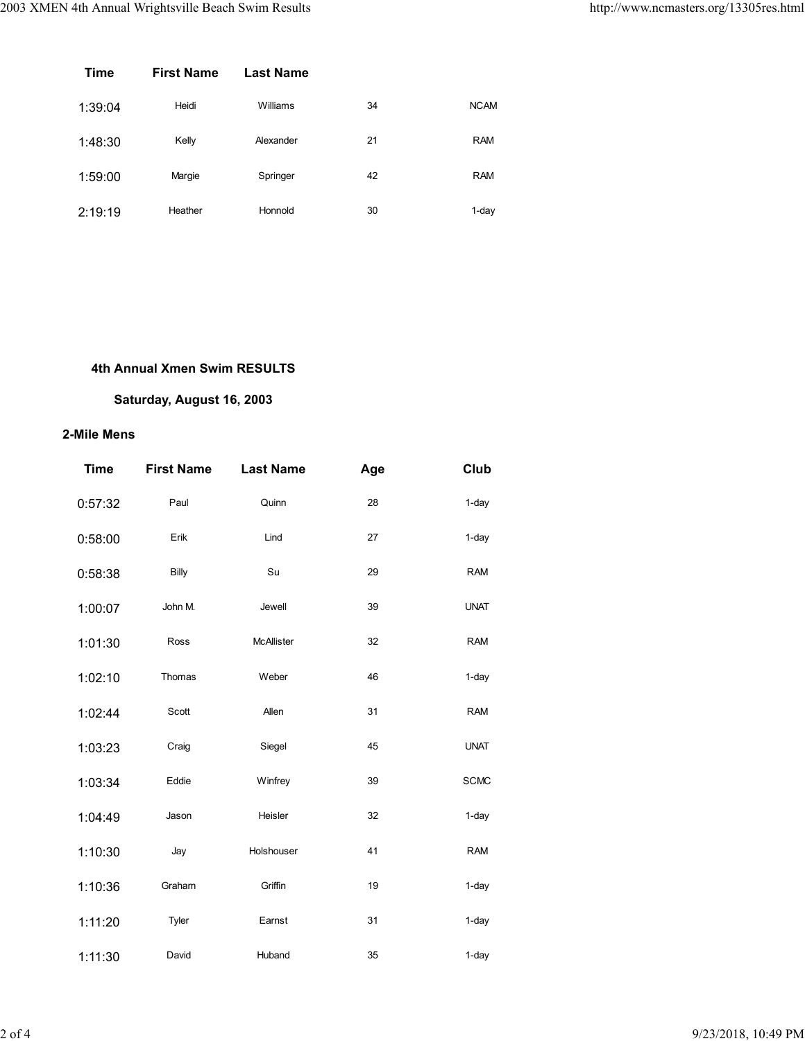| Time | First Name | Last Name | | |
|---|---|---|---|---|
| 1:39:04 | Heidi | Williams | 34 | NCAM |
| 1:48:30 | Kelly | Alexander | 21 | RAM |
| 1:59:00 | Margie | Springer | 42 | RAM |
| 2:19:19 | Heather | Honnold | 30 | 1-day |

## 4th Annual Xmen Swim RESULTS

### Saturday, August 16, 2003

**2-Mile Mens**

| Time | First Name | Last Name | Age | Club |
|---|---|---|---|---|
| 0:57:32 | Paul | Quinn | 28 | 1-day |
| 0:58:00 | Erik | Lind | 27 | 1-day |
| 0:58:38 | Billy | Su | 29 | RAM |
| 1:00:07 | John M. | Jewell | 39 | UNAT |
| 1:01:30 | Ross | McAllister | 32 | RAM |
| 1:02:10 | Thomas | Weber | 46 | 1-day |
| 1:02:44 | Scott | Allen | 31 | RAM |
| 1:03:23 | Craig | Siegel | 45 | UNAT |
| 1:03:34 | Eddie | Winfrey | 39 | SCMC |
| 1:04:49 | Jason | Heisler | 32 | 1-day |
| 1:10:30 | Jay | Holshouser | 41 | RAM |
| 1:10:36 | Graham | Griffin | 19 | 1-day |
| 1:11:20 | Tyler | Earnst | 31 | 1-day |
| 1:11:30 | David | Huband | 35 | 1-day |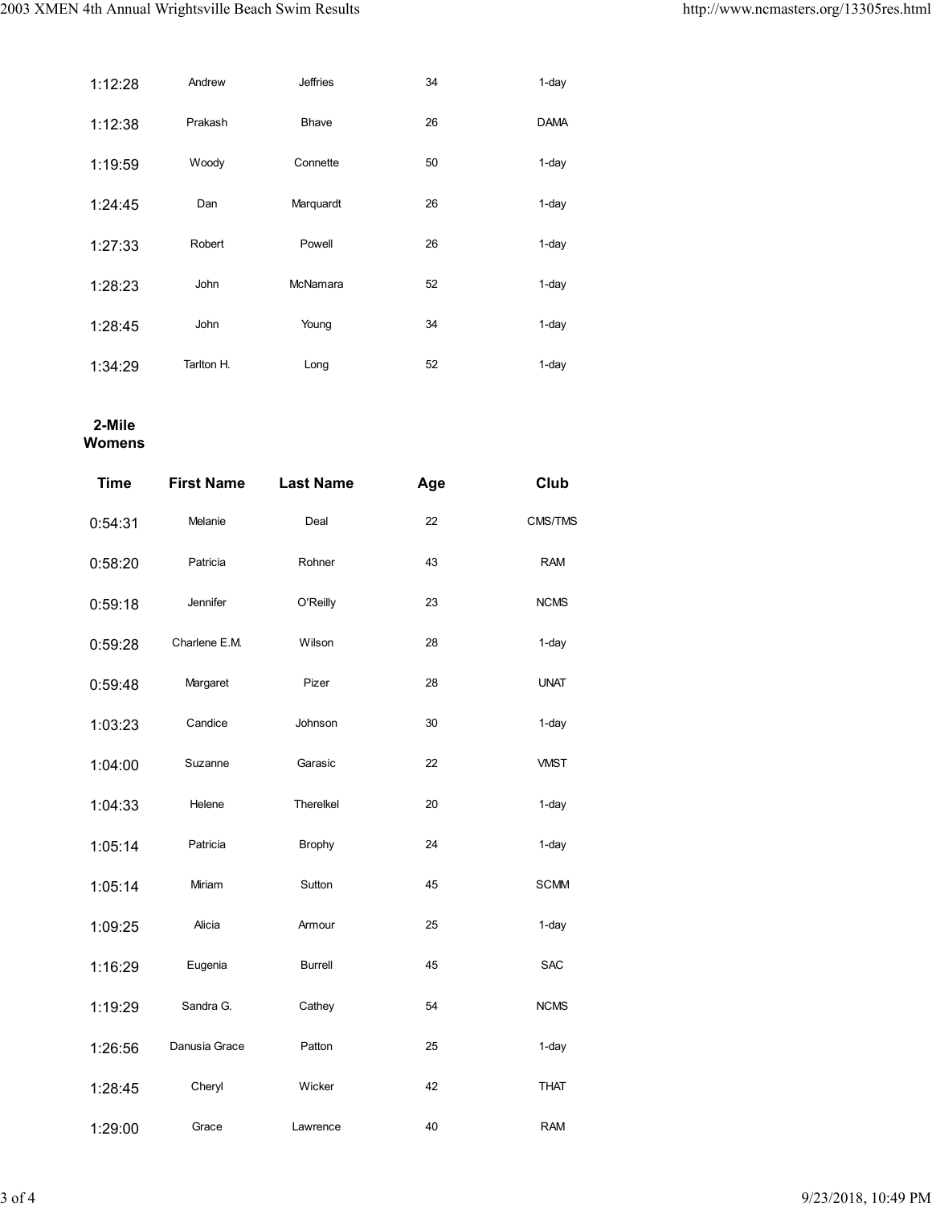| | | | | |
|---|---|---|---|---|
| 1:12:28 | Andrew | Jeffries | 34 | 1-day |
| 1:12:38 | Prakash | Bhave | 26 | DAMA |
| 1:19:59 | Woody | Connette | 50 | 1-day |
| 1:24:45 | Dan | Marquardt | 26 | 1-day |
| 1:27:33 | Robert | Powell | 26 | 1-day |
| 1:28:23 | John | McNamara | 52 | 1-day |
| 1:28:45 | John | Young | 34 | 1-day |
| 1:34:29 | Tarlton H. | Long | 52 | 1-day |

**2-Mile Womens**

| Time | First Name | Last Name | Age | Club |
|---|---|---|---|---|
| 0:54:31 | Melanie | Deal | 22 | CMS/TMS |
| 0:58:20 | Patricia | Rohner | 43 | RAM |
| 0:59:18 | Jennifer | O'Reilly | 23 | NCMS |
| 0:59:28 | Charlene E.M. | Wilson | 28 | 1-day |
| 0:59:48 | Margaret | Pizer | 28 | UNAT |
| 1:03:23 | Candice | Johnson | 30 | 1-day |
| 1:04:00 | Suzanne | Garasic | 22 | VMST |
| 1:04:33 | Helene | Therelkel | 20 | 1-day |
| 1:05:14 | Patricia | Brophy | 24 | 1-day |
| 1:05:14 | Miriam | Sutton | 45 | SCMM |
| 1:09:25 | Alicia | Armour | 25 | 1-day |
| 1:16:29 | Eugenia | Burrell | 45 | SAC |
| 1:19:29 | Sandra G. | Cathey | 54 | NCMS |
| 1:26:56 | Danusia Grace | Patton | 25 | 1-day |
| 1:28:45 | Cheryl | Wicker | 42 | THAT |
| 1:29:00 | Grace | Lawrence | 40 | RAM |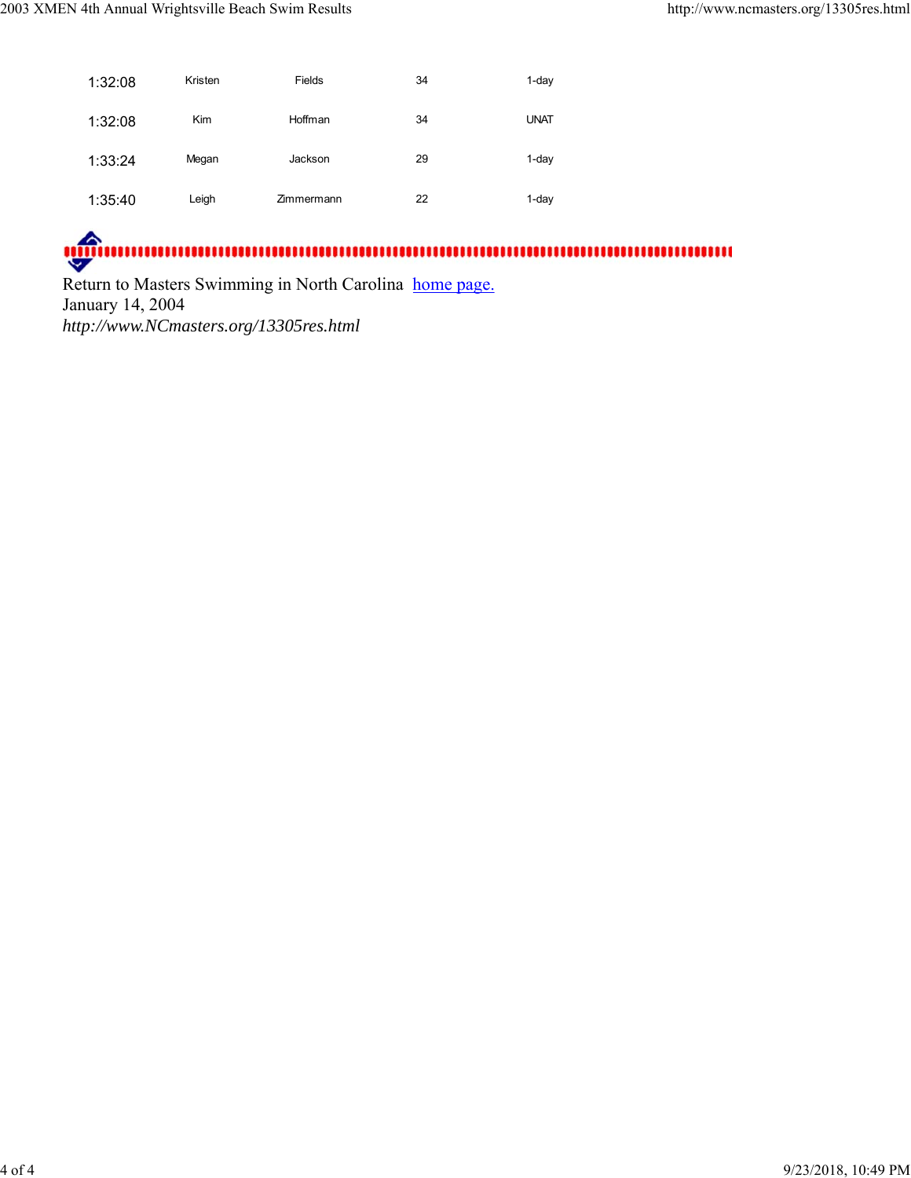| | | | | |
|---|---|---|---|---|
| 1:32:08 | Kristen | Fields | 34 | 1-day |
| 1:32:08 | Kim | Hoffman | 34 | UNAT |
| 1:33:24 | Megan | Jackson | 29 | 1-day |
| 1:35:40 | Leigh | Zimmermann | 22 | 1-day |

Return to Masters Swimming in North Carolina [home page.](http://www.ncmasters.org/)
January 14, 2004
*http://www.NCmasters.org/13305res.html*